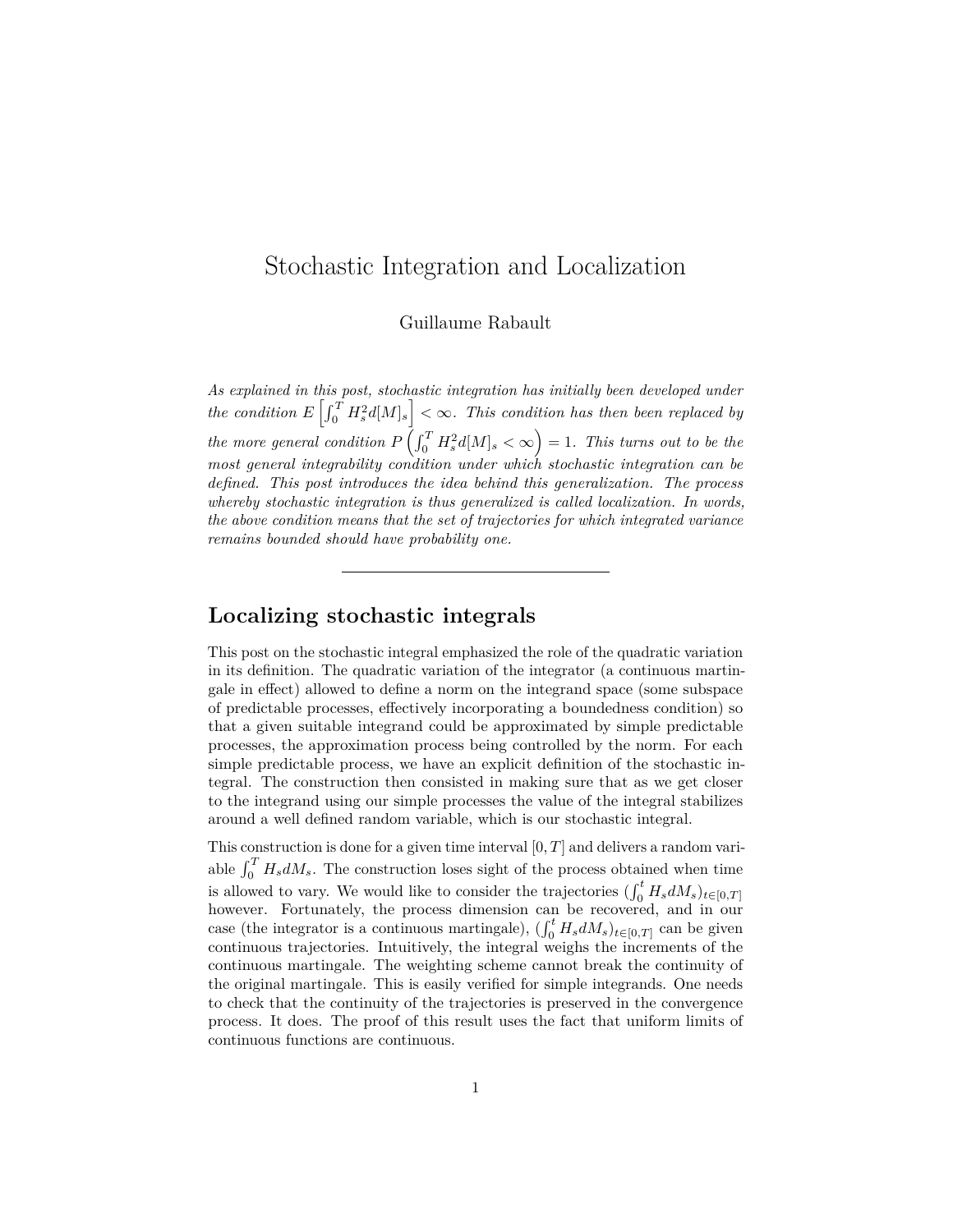# Stochastic Integration and Localization

Guillaume Rabault

*As explained in this post, stochastic integration has initially been developed under the condition $E\left[\int_0^T H_s^2 d[M]_s\right] < \infty$. This condition has then been replaced by the more general condition $P\left(\int_0^T H_s^2 d[M]_s < \infty\right) = 1$. This turns out to be the most general integrability condition under which stochastic integration can be defined. This post introduces the idea behind this generalization. The process whereby stochastic integration is thus generalized is called localization. In words, the above condition means that the set of trajectories for which integrated variance remains bounded should have probability one.*

---

## Localizing stochastic integrals

This post on the stochastic integral emphasized the role of the quadratic variation in its definition. The quadratic variation of the integrator (a continuous martingale in effect) allowed to define a norm on the integrand space (some subspace of predictable processes, effectively incorporating a boundedness condition) so that a given suitable integrand could be approximated by simple predictable processes, the approximation process being controlled by the norm. For each simple predictable process, we have an explicit definition of the stochastic integral. The construction then consisted in making sure that as we get closer to the integrand using our simple processes the value of the integral stabilizes around a well defined random variable, which is our stochastic integral.

This construction is done for a given time interval $[0, T]$ and delivers a random variable $\int_0^T H_s dM_s$. The construction loses sight of the process obtained when time is allowed to vary. We would like to consider the trajectories $(\int_0^t H_s dM_s)_{t\in[0,T]}$ however. Fortunately, the process dimension can be recovered, and in our case (the integrator is a continuous martingale), $(\int_0^t H_s dM_s)_{t\in[0,T]}$ can be given continuous trajectories. Intuitively, the integral weighs the increments of the continuous martingale. The weighting scheme cannot break the continuity of the original martingale. This is easily verified for simple integrands. One needs to check that the continuity of the trajectories is preserved in the convergence process. It does. The proof of this result uses the fact that uniform limits of continuous functions are continuous.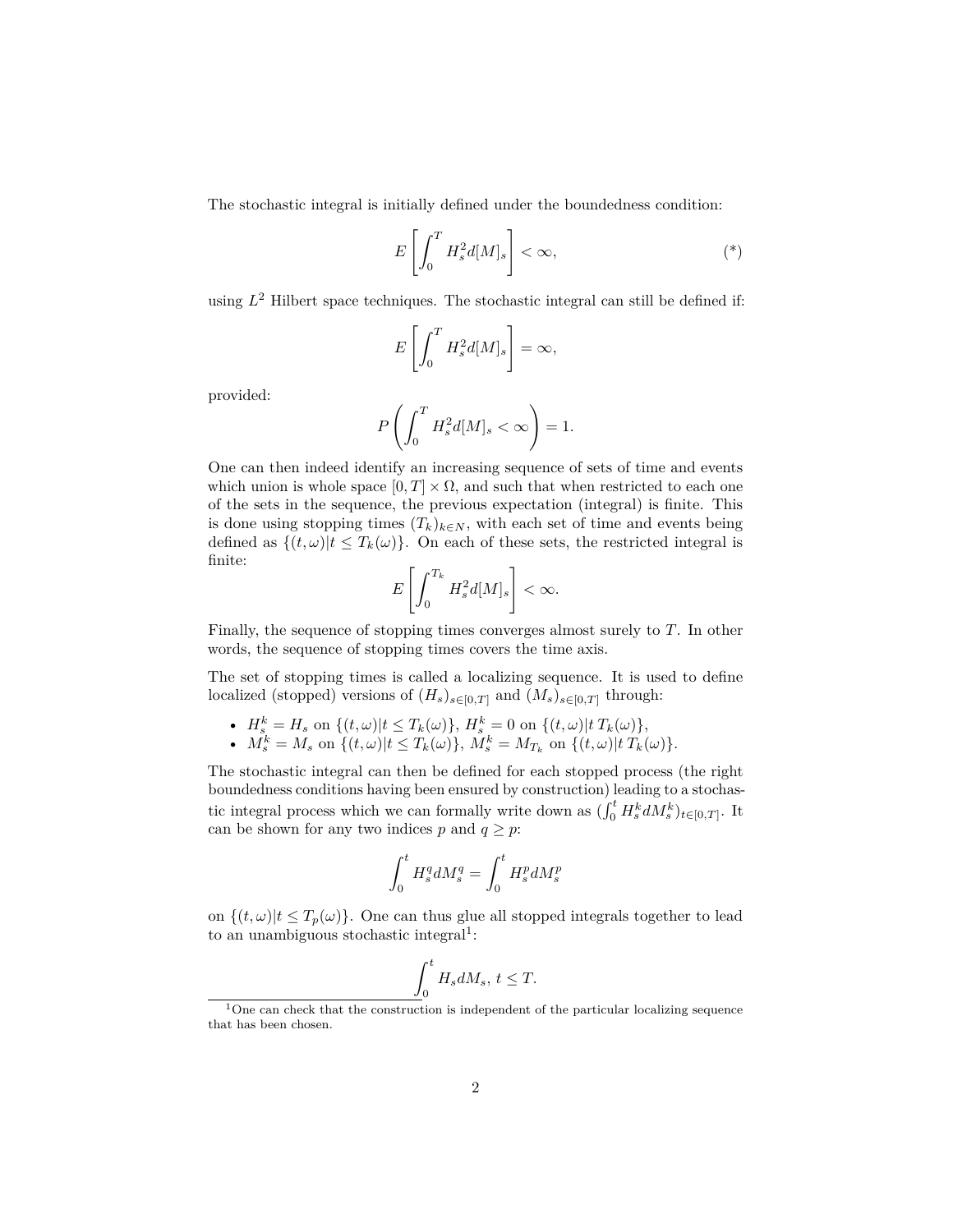The stochastic integral is initially defined under the boundedness condition:

$$E\left[\int_0^T H_s^2 d[M]_s\right] < \infty, \tag{*}$$

using $L^2$ Hilbert space techniques. The stochastic integral can still be defined if:

$$E\left[\int_0^T H_s^2 d[M]_s\right] = \infty,$$

provided:

$$P\left(\int_0^T H_s^2 d[M]_s < \infty\right) = 1.$$

One can then indeed identify an increasing sequence of sets of time and events which union is whole space $[0,T] \times \Omega$, and such that when restricted to each one of the sets in the sequence, the previous expectation (integral) is finite. This is done using stopping times $(T_k)_{k \in N}$, with each set of time and events being defined as $\{(t,\omega) | t \leq T_k(\omega)\}$. On each of these sets, the restricted integral is finite:

$$E\left[\int_0^{T_k} H_s^2 d[M]_s\right] < \infty.$$

Finally, the sequence of stopping times converges almost surely to $T$. In other words, the sequence of stopping times covers the time axis.

The set of stopping times is called a localizing sequence. It is used to define localized (stopped) versions of $(H_s)_{s \in [0,T]}$ and $(M_s)_{s \in [0,T]}$ through:

- $H_s^k = H_s$ on $\{(t,\omega) | t \leq T_k(\omega)\}$, $H_s^k = 0$ on $\{(t,\omega) | t \, T_k(\omega)\}$,
- $M_s^k = M_s$ on $\{(t,\omega) | t \leq T_k(\omega)\}$, $M_s^k = M_{T_k}$ on $\{(t,\omega) | t \, T_k(\omega)\}$.

The stochastic integral can then be defined for each stopped process (the right boundedness conditions having been ensured by construction) leading to a stochastic integral process which we can formally write down as $(\int_0^t H_s^k dM_s^k)_{t \in [0,T]}$. It can be shown for any two indices $p$ and $q \geq p$:

$$\int_0^t H_s^q dM_s^q = \int_0^t H_s^p dM_s^p$$

on $\{(t,\omega) | t \leq T_p(\omega)\}$. One can thus glue all stopped integrals together to lead to an unambiguous stochastic integral[1]:

$$\int_0^t H_s dM_s, \, t \leq T.$$

[1] One can check that the construction is independent of the particular localizing sequence that has been chosen.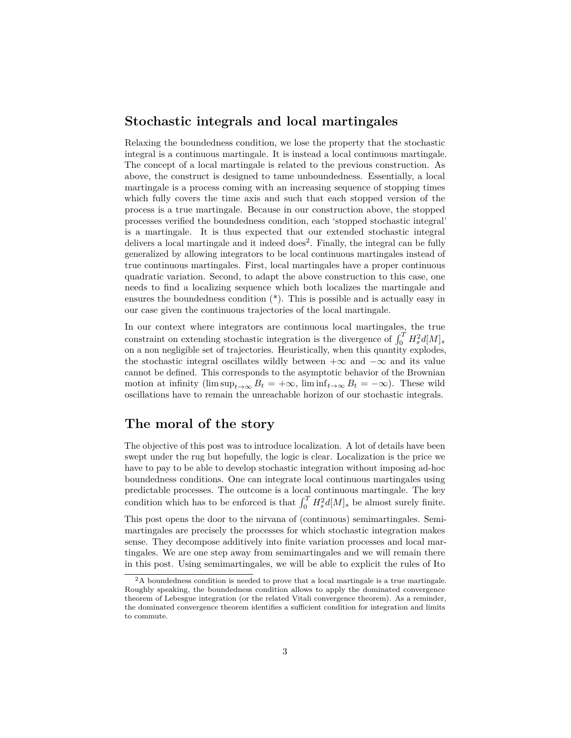## Stochastic integrals and local martingales

Relaxing the boundedness condition, we lose the property that the stochastic integral is a continuous martingale. It is instead a local continuous martingale. The concept of a local martingale is related to the previous construction. As above, the construct is designed to tame unboundedness. Essentially, a local martingale is a process coming with an increasing sequence of stopping times which fully covers the time axis and such that each stopped version of the process is a true martingale. Because in our construction above, the stopped processes verified the boundedness condition, each 'stopped stochastic integral' is a martingale. It is thus expected that our extended stochastic integral delivers a local martingale and it indeed does[2]. Finally, the integral can be fully generalized by allowing integrators to be local continuous martingales instead of true continuous martingales. First, local martingales have a proper continuous quadratic variation. Second, to adapt the above construction to this case, one needs to find a localizing sequence which both localizes the martingale and ensures the boundedness condition (*). This is possible and is actually easy in our case given the continuous trajectories of the local martingale.

In our context where integrators are continuous local martingales, the true constraint on extending stochastic integration is the divergence of $\int_0^T H_s^2 d[M]_s$ on a non negligible set of trajectories. Heuristically, when this quantity explodes, the stochastic integral oscillates wildly between $+\infty$ and $-\infty$ and its value cannot be defined. This corresponds to the asymptotic behavior of the Brownian motion at infinity ($\limsup_{t\to\infty} B_t = +\infty$, $\liminf_{t\to\infty} B_t = -\infty$). These wild oscillations have to remain the unreachable horizon of our stochastic integrals.

## The moral of the story

The objective of this post was to introduce localization. A lot of details have been swept under the rug but hopefully, the logic is clear. Localization is the price we have to pay to be able to develop stochastic integration without imposing ad-hoc boundedness conditions. One can integrate local continuous martingales using predictable processes. The outcome is a local continuous martingale. The key condition which has to be enforced is that $\int_0^T H_s^2 d[M]_s$ be almost surely finite.

This post opens the door to the nirvana of (continuous) semimartingales. Semimartingales are precisely the processes for which stochastic integration makes sense. They decompose additively into finite variation processes and local martingales. We are one step away from semimartingales and we will remain there in this post. Using semimartingales, we will be able to explicit the rules of Ito

[2] A boundedness condition is needed to prove that a local martingale is a true martingale. Roughly speaking, the boundedness condition allows to apply the dominated convergence theorem of Lebesgue integration (or the related Vitali convergence theorem). As a reminder, the dominated convergence theorem identifies a sufficient condition for integration and limits to commute.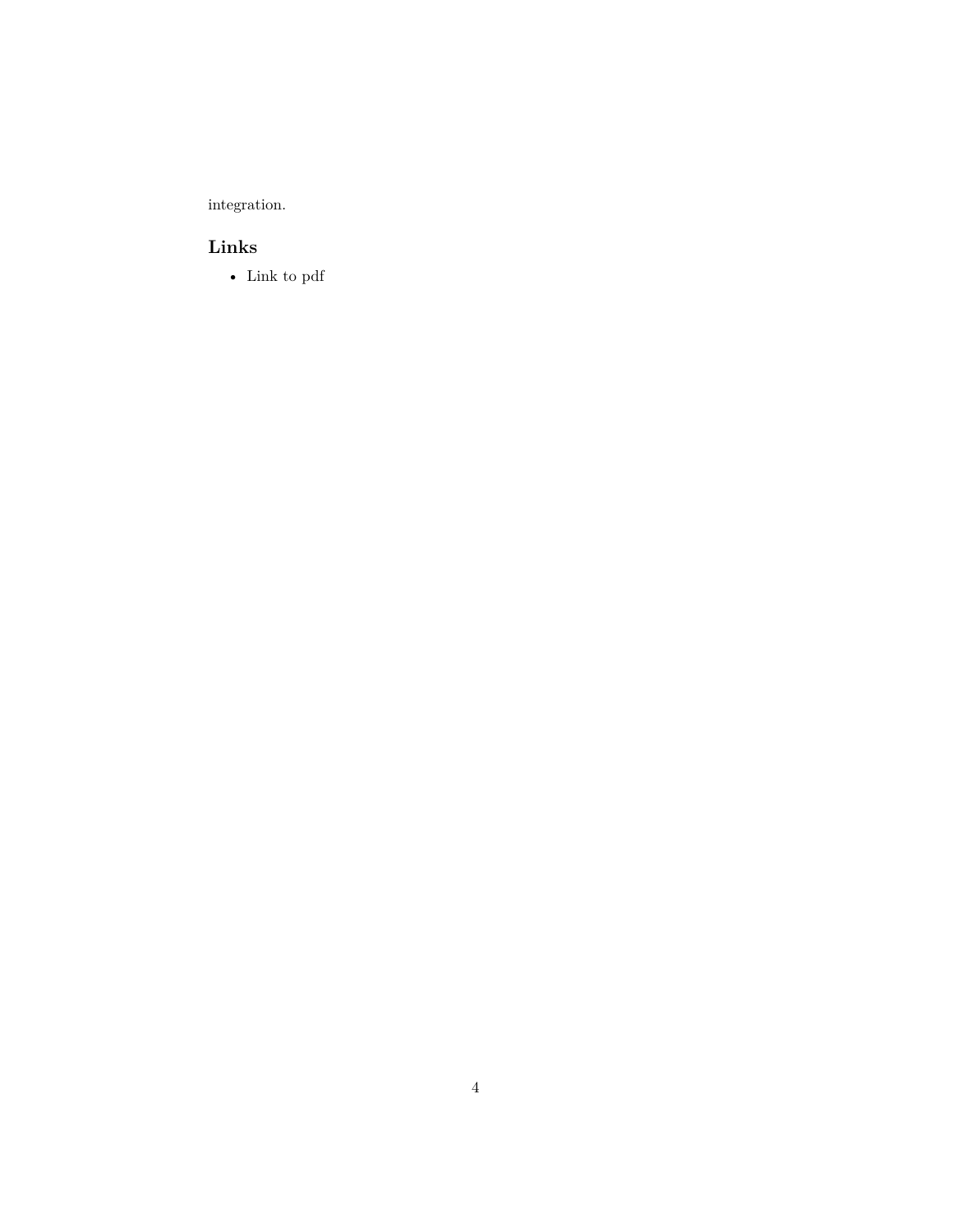integration.

## Links

- Link to pdf